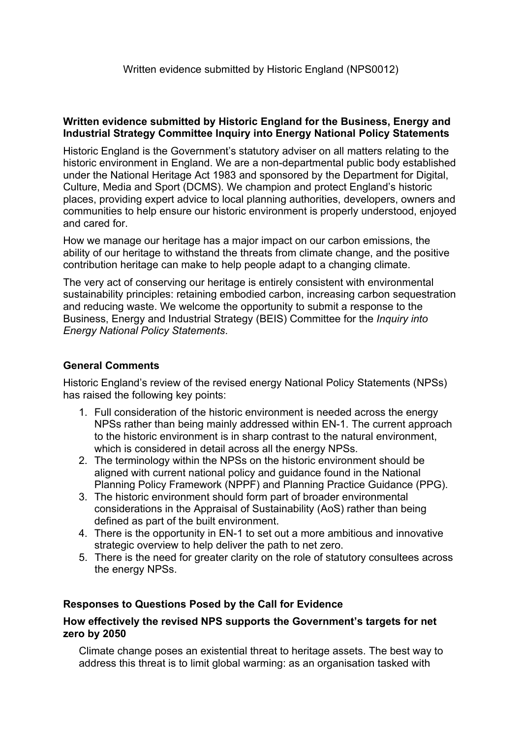Written evidence submitted by Historic England (NPS0012)

**Written evidence submitted by Historic England for the Business, Energy and Industrial Strategy Committee Inquiry into Energy National Policy Statements**

Historic England is the Government's statutory adviser on all matters relating to the historic environment in England. We are a non-departmental public body established under the National Heritage Act 1983 and sponsored by the Department for Digital, Culture, Media and Sport (DCMS). We champion and protect England's historic places, providing expert advice to local planning authorities, developers, owners and communities to help ensure our historic environment is properly understood, enjoyed and cared for.

How we manage our heritage has a major impact on our carbon emissions, the ability of our heritage to withstand the threats from climate change, and the positive contribution heritage can make to help people adapt to a changing climate.

The very act of conserving our heritage is entirely consistent with environmental sustainability principles: retaining embodied carbon, increasing carbon sequestration and reducing waste. We welcome the opportunity to submit a response to the Business, Energy and Industrial Strategy (BEIS) Committee for the *Inquiry into Energy National Policy Statements*.

## General Comments

Historic England's review of the revised energy National Policy Statements (NPSs) has raised the following key points:

1. Full consideration of the historic environment is needed across the energy NPSs rather than being mainly addressed within EN-1. The current approach to the historic environment is in sharp contrast to the natural environment, which is considered in detail across all the energy NPSs.
2. The terminology within the NPSs on the historic environment should be aligned with current national policy and guidance found in the National Planning Policy Framework (NPPF) and Planning Practice Guidance (PPG).
3. The historic environment should form part of broader environmental considerations in the Appraisal of Sustainability (AoS) rather than being defined as part of the built environment.
4. There is the opportunity in EN-1 to set out a more ambitious and innovative strategic overview to help deliver the path to net zero.
5. There is the need for greater clarity on the role of statutory consultees across the energy NPSs.

## Responses to Questions Posed by the Call for Evidence

### How effectively the revised NPS supports the Government's targets for net zero by 2050

Climate change poses an existential threat to heritage assets. The best way to address this threat is to limit global warming: as an organisation tasked with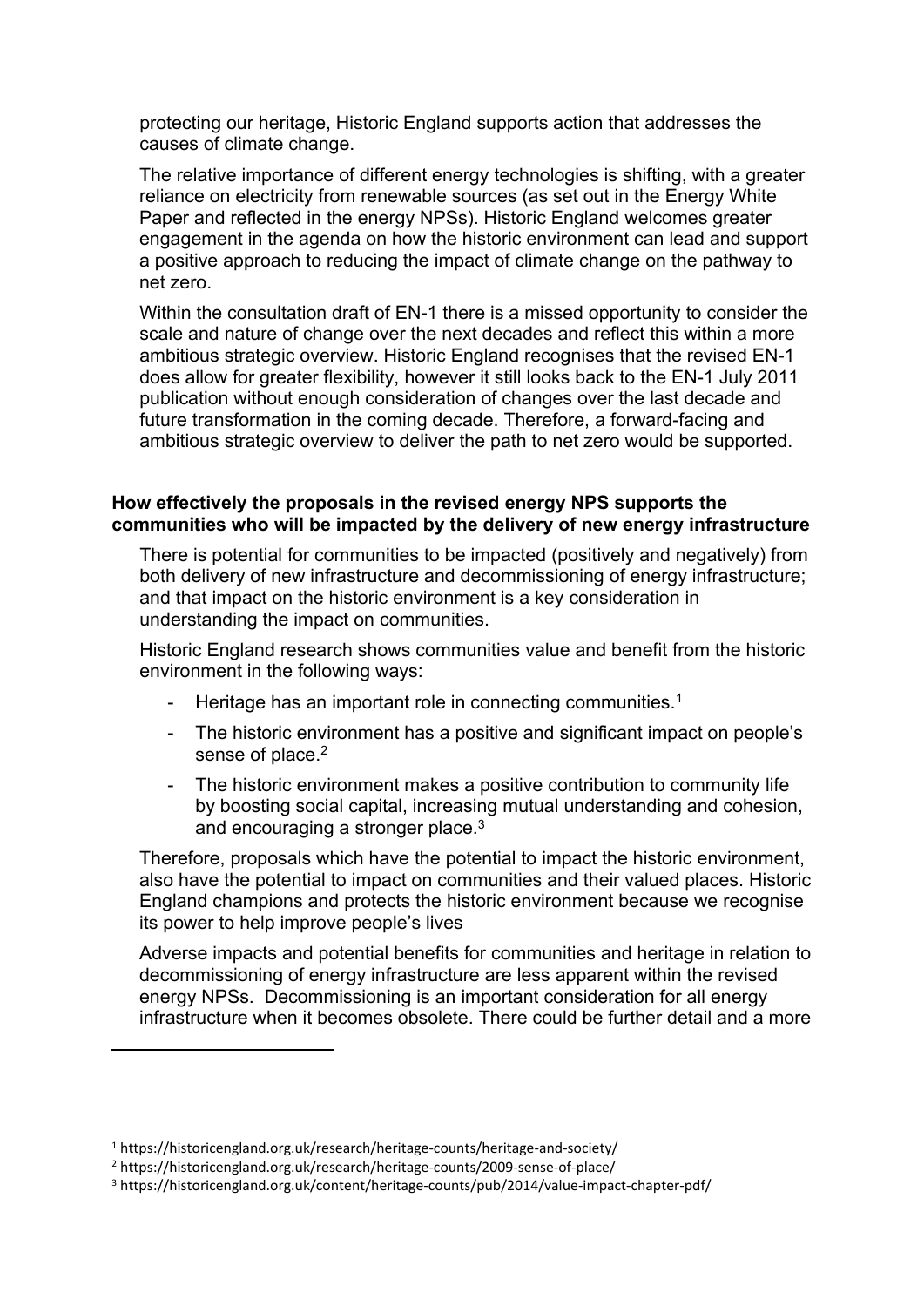protecting our heritage, Historic England supports action that addresses the causes of climate change.

The relative importance of different energy technologies is shifting, with a greater reliance on electricity from renewable sources (as set out in the Energy White Paper and reflected in the energy NPSs). Historic England welcomes greater engagement in the agenda on how the historic environment can lead and support a positive approach to reducing the impact of climate change on the pathway to net zero.

Within the consultation draft of EN-1 there is a missed opportunity to consider the scale and nature of change over the next decades and reflect this within a more ambitious strategic overview. Historic England recognises that the revised EN-1 does allow for greater flexibility, however it still looks back to the EN-1 July 2011 publication without enough consideration of changes over the last decade and future transformation in the coming decade. Therefore, a forward-facing and ambitious strategic overview to deliver the path to net zero would be supported.

**How effectively the proposals in the revised energy NPS supports the communities who will be impacted by the delivery of new energy infrastructure**

There is potential for communities to be impacted (positively and negatively) from both delivery of new infrastructure and decommissioning of energy infrastructure; and that impact on the historic environment is a key consideration in understanding the impact on communities.

Historic England research shows communities value and benefit from the historic environment in the following ways:

- Heritage has an important role in connecting communities.[1]
- The historic environment has a positive and significant impact on people's sense of place.[2]
- The historic environment makes a positive contribution to community life by boosting social capital, increasing mutual understanding and cohesion, and encouraging a stronger place.[3]

Therefore, proposals which have the potential to impact the historic environment, also have the potential to impact on communities and their valued places. Historic England champions and protects the historic environment because we recognise its power to help improve people's lives

Adverse impacts and potential benefits for communities and heritage in relation to decommissioning of energy infrastructure are less apparent within the revised energy NPSs. Decommissioning is an important consideration for all energy infrastructure when it becomes obsolete. There could be further detail and a more

---

[1] https://historicengland.org.uk/research/heritage-counts/heritage-and-society/

[2] https://historicengland.org.uk/research/heritage-counts/2009-sense-of-place/

[3] https://historicengland.org.uk/content/heritage-counts/pub/2014/value-impact-chapter-pdf/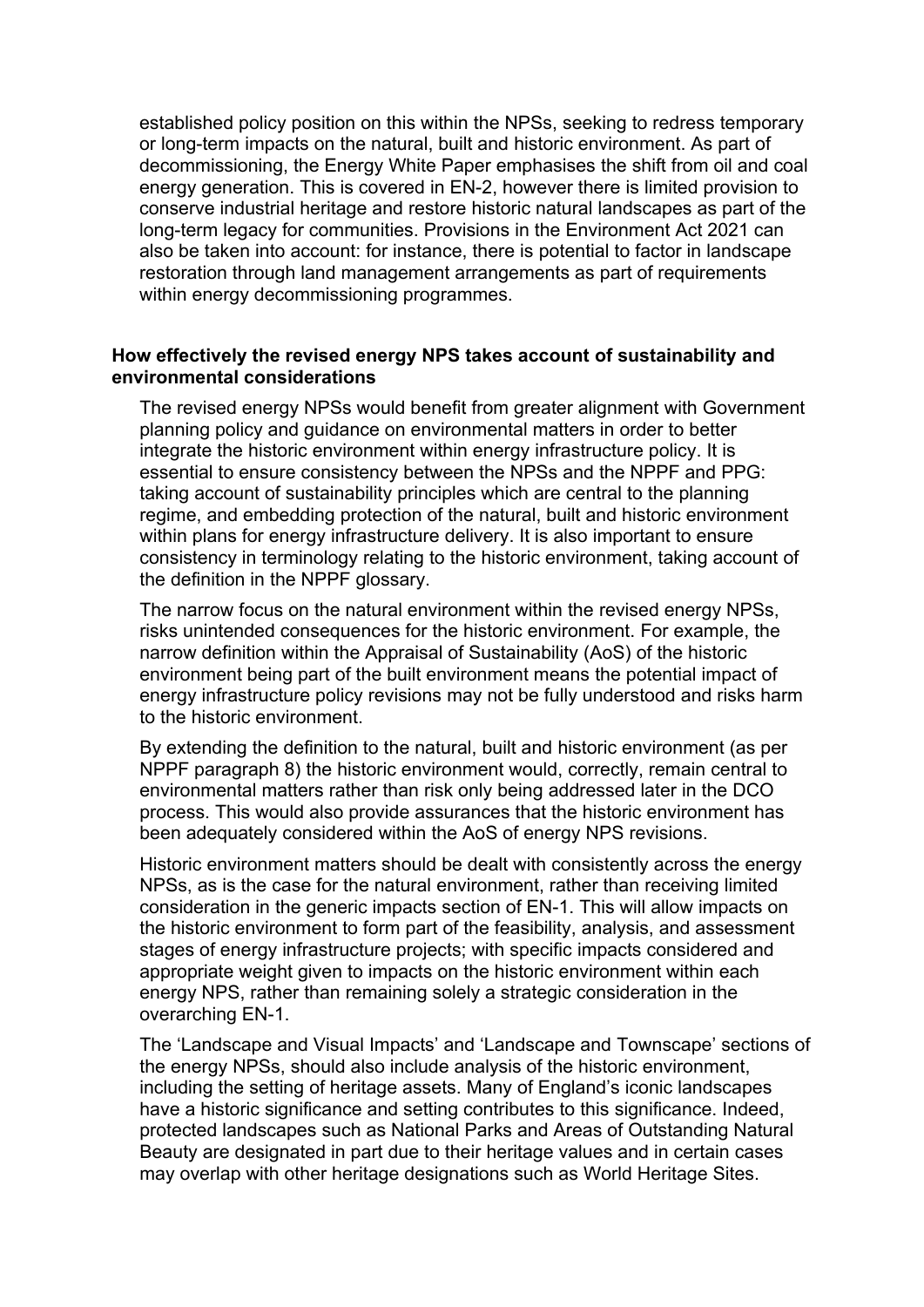established policy position on this within the NPSs, seeking to redress temporary or long-term impacts on the natural, built and historic environment. As part of decommissioning, the Energy White Paper emphasises the shift from oil and coal energy generation. This is covered in EN-2, however there is limited provision to conserve industrial heritage and restore historic natural landscapes as part of the long-term legacy for communities. Provisions in the Environment Act 2021 can also be taken into account: for instance, there is potential to factor in landscape restoration through land management arrangements as part of requirements within energy decommissioning programmes.

**How effectively the revised energy NPS takes account of sustainability and environmental considerations**

The revised energy NPSs would benefit from greater alignment with Government planning policy and guidance on environmental matters in order to better integrate the historic environment within energy infrastructure policy. It is essential to ensure consistency between the NPSs and the NPPF and PPG: taking account of sustainability principles which are central to the planning regime, and embedding protection of the natural, built and historic environment within plans for energy infrastructure delivery. It is also important to ensure consistency in terminology relating to the historic environment, taking account of the definition in the NPPF glossary.

The narrow focus on the natural environment within the revised energy NPSs, risks unintended consequences for the historic environment. For example, the narrow definition within the Appraisal of Sustainability (AoS) of the historic environment being part of the built environment means the potential impact of energy infrastructure policy revisions may not be fully understood and risks harm to the historic environment.

By extending the definition to the natural, built and historic environment (as per NPPF paragraph 8) the historic environment would, correctly, remain central to environmental matters rather than risk only being addressed later in the DCO process. This would also provide assurances that the historic environment has been adequately considered within the AoS of energy NPS revisions.

Historic environment matters should be dealt with consistently across the energy NPSs, as is the case for the natural environment, rather than receiving limited consideration in the generic impacts section of EN-1. This will allow impacts on the historic environment to form part of the feasibility, analysis, and assessment stages of energy infrastructure projects; with specific impacts considered and appropriate weight given to impacts on the historic environment within each energy NPS, rather than remaining solely a strategic consideration in the overarching EN-1.

The 'Landscape and Visual Impacts' and 'Landscape and Townscape' sections of the energy NPSs, should also include analysis of the historic environment, including the setting of heritage assets. Many of England's iconic landscapes have a historic significance and setting contributes to this significance. Indeed, protected landscapes such as National Parks and Areas of Outstanding Natural Beauty are designated in part due to their heritage values and in certain cases may overlap with other heritage designations such as World Heritage Sites.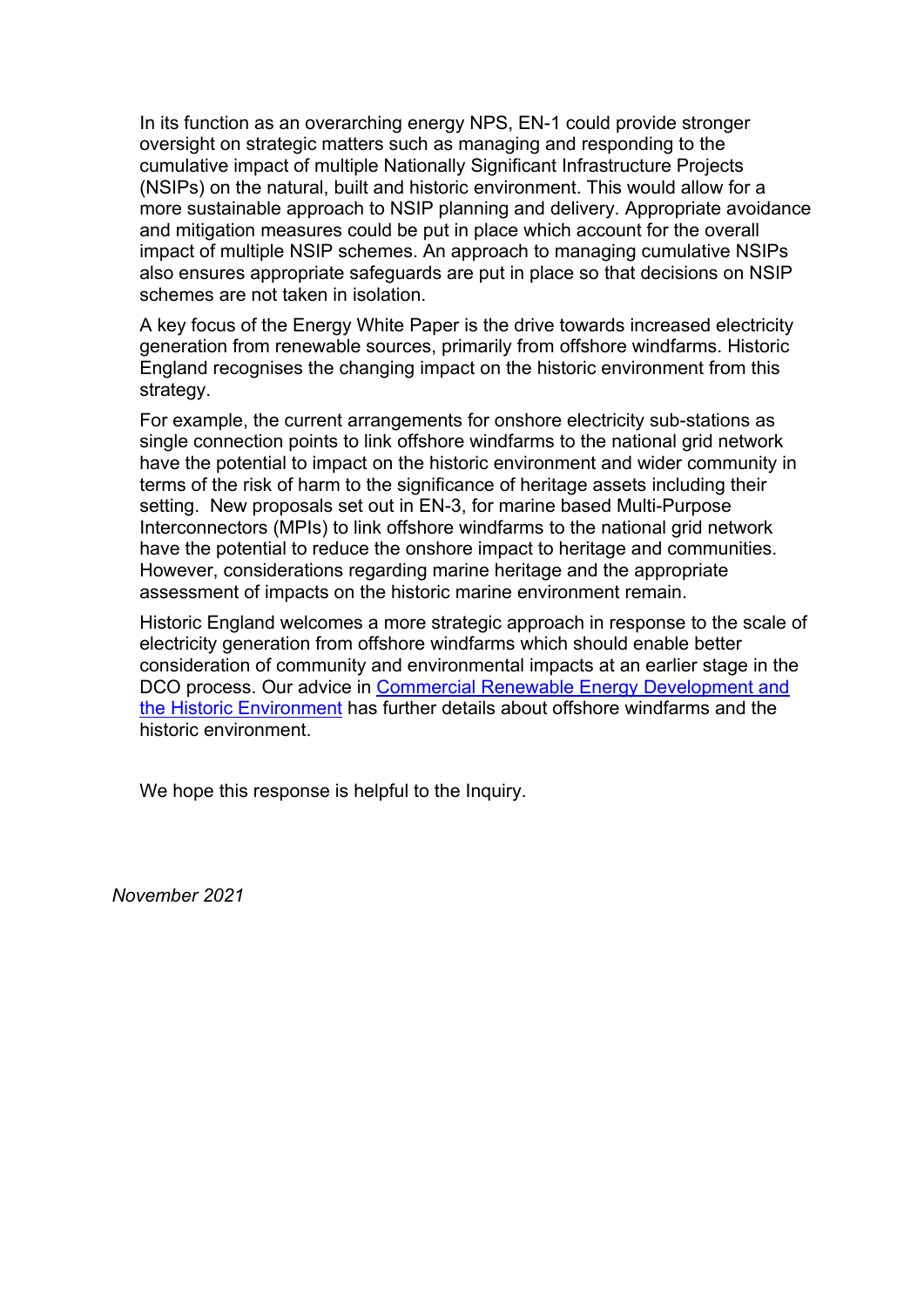In its function as an overarching energy NPS, EN-1 could provide stronger oversight on strategic matters such as managing and responding to the cumulative impact of multiple Nationally Significant Infrastructure Projects (NSIPs) on the natural, built and historic environment. This would allow for a more sustainable approach to NSIP planning and delivery. Appropriate avoidance and mitigation measures could be put in place which account for the overall impact of multiple NSIP schemes. An approach to managing cumulative NSIPs also ensures appropriate safeguards are put in place so that decisions on NSIP schemes are not taken in isolation.

A key focus of the Energy White Paper is the drive towards increased electricity generation from renewable sources, primarily from offshore windfarms. Historic England recognises the changing impact on the historic environment from this strategy.

For example, the current arrangements for onshore electricity sub-stations as single connection points to link offshore windfarms to the national grid network have the potential to impact on the historic environment and wider community in terms of the risk of harm to the significance of heritage assets including their setting. New proposals set out in EN-3, for marine based Multi-Purpose Interconnectors (MPIs) to link offshore windfarms to the national grid network have the potential to reduce the onshore impact to heritage and communities. However, considerations regarding marine heritage and the appropriate assessment of impacts on the historic marine environment remain.

Historic England welcomes a more strategic approach in response to the scale of electricity generation from offshore windfarms which should enable better consideration of community and environmental impacts at an earlier stage in the DCO process. Our advice in Commercial Renewable Energy Development and the Historic Environment has further details about offshore windfarms and the historic environment.

We hope this response is helpful to the Inquiry.

*November 2021*